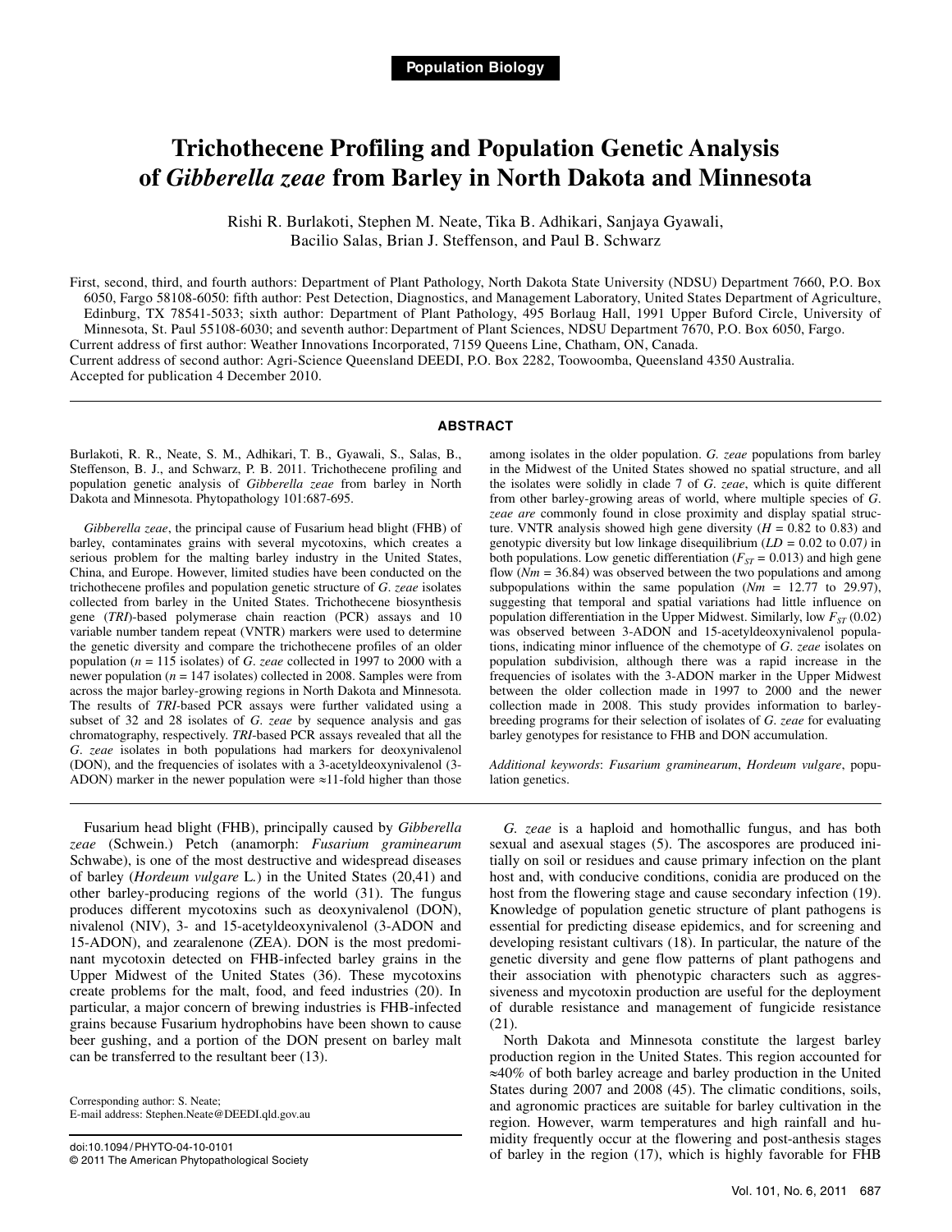**Population Biology**

# Trichothecene Profiling and Population Genetic Analysis of *Gibberella zeae* from Barley in North Dakota and Minnesota

Rishi R. Burlakoti, Stephen M. Neate, Tika B. Adhikari, Sanjaya Gyawali, Bacilio Salas, Brian J. Steffenson, and Paul B. Schwarz

First, second, third, and fourth authors: Department of Plant Pathology, North Dakota State University (NDSU) Department 7660, P.O. Box 6050, Fargo 58108-6050: fifth author: Pest Detection, Diagnostics, and Management Laboratory, United States Department of Agriculture, Edinburg, TX 78541-5033; sixth author: Department of Plant Pathology, 495 Borlaug Hall, 1991 Upper Buford Circle, University of Minnesota, St. Paul 55108-6030; and seventh author: Department of Plant Sciences, NDSU Department 7670, P.O. Box 6050, Fargo.
Current address of first author: Weather Innovations Incorporated, 7159 Queens Line, Chatham, ON, Canada.
Current address of second author: Agri-Science Queensland DEEDI, P.O. Box 2282, Toowoomba, Queensland 4350 Australia.
Accepted for publication 4 December 2010.

## ABSTRACT

Burlakoti, R. R., Neate, S. M., Adhikari, T. B., Gyawali, S., Salas, B., Steffenson, B. J., and Schwarz, P. B. 2011. Trichothecene profiling and population genetic analysis of *Gibberella zeae* from barley in North Dakota and Minnesota. Phytopathology 101:687-695.

*Gibberella zeae*, the principal cause of Fusarium head blight (FHB) of barley, contaminates grains with several mycotoxins, which creates a serious problem for the malting barley industry in the United States, China, and Europe. However, limited studies have been conducted on the trichothecene profiles and population genetic structure of *G. zeae* isolates collected from barley in the United States. Trichothecene biosynthesis gene (*TRI*)-based polymerase chain reaction (PCR) assays and 10 variable number tandem repeat (VNTR) markers were used to determine the genetic diversity and compare the trichothecene profiles of an older population ($n$ = 115 isolates) of *G. zeae* collected in 1997 to 2000 with a newer population ($n$ = 147 isolates) collected in 2008. Samples were from across the major barley-growing regions in North Dakota and Minnesota. The results of *TRI*-based PCR assays were further validated using a subset of 32 and 28 isolates of *G. zeae* by sequence analysis and gas chromatography, respectively. *TRI*-based PCR assays revealed that all the *G. zeae* isolates in both populations had markers for deoxynivalenol (DON), and the frequencies of isolates with a 3-acetyldeoxynivalenol (3-ADON) marker in the newer population were ≈11-fold higher than those among isolates in the older population. *G. zeae* populations from barley in the Midwest of the United States showed no spatial structure, and all the isolates were solidly in clade 7 of *G. zeae*, which is quite different from other barley-growing areas of world, where multiple species of *G. zeae are* commonly found in close proximity and display spatial structure. VNTR analysis showed high gene diversity ($H$ = 0.82 to 0.83) and genotypic diversity but low linkage disequilibrium ($LD$ = 0.02 to 0.07*)* in both populations. Low genetic differentiation ($F_{ST}$ = 0.013) and high gene flow ($Nm$ = 36.84) was observed between the two populations and among subpopulations within the same population ($Nm$ = 12.77 to 29.97), suggesting that temporal and spatial variations had little influence on population differentiation in the Upper Midwest. Similarly, low $F_{ST}$ (0.02) was observed between 3-ADON and 15-acetyldeoxynivalenol populations, indicating minor influence of the chemotype of *G. zeae* isolates on population subdivision, although there was a rapid increase in the frequencies of isolates with the 3-ADON marker in the Upper Midwest between the older collection made in 1997 to 2000 and the newer collection made in 2008. This study provides information to barley-breeding programs for their selection of isolates of *G. zeae* for evaluating barley genotypes for resistance to FHB and DON accumulation.

*Additional keywords*: *Fusarium graminearum*, *Hordeum vulgare*, population genetics.

Fusarium head blight (FHB), principally caused by *Gibberella zeae* (Schwein.) Petch (anamorph: *Fusarium graminearum* Schwabe), is one of the most destructive and widespread diseases of barley (*Hordeum vulgare* L.) in the United States (20,41) and other barley-producing regions of the world (31). The fungus produces different mycotoxins such as deoxynivalenol (DON), nivalenol (NIV), 3- and 15-acetyldeoxynivalenol (3-ADON and 15-ADON), and zearalenone (ZEA). DON is the most predominant mycotoxin detected on FHB-infected barley grains in the Upper Midwest of the United States (36). These mycotoxins create problems for the malt, food, and feed industries (20). In particular, a major concern of brewing industries is FHB-infected grains because Fusarium hydrophobins have been shown to cause beer gushing, and a portion of the DON present on barley malt can be transferred to the resultant beer (13).

*G. zeae* is a haploid and homothallic fungus, and has both sexual and asexual stages (5). The ascospores are produced initially on soil or residues and cause primary infection on the plant host and, with conducive conditions, conidia are produced on the host from the flowering stage and cause secondary infection (19). Knowledge of population genetic structure of plant pathogens is essential for predicting disease epidemics, and for screening and developing resistant cultivars (18). In particular, the nature of the genetic diversity and gene flow patterns of plant pathogens and their association with phenotypic characters such as aggressiveness and mycotoxin production are useful for the deployment of durable resistance and management of fungicide resistance (21).

North Dakota and Minnesota constitute the largest barley production region in the United States. This region accounted for ≈40% of both barley acreage and barley production in the United States during 2007 and 2008 (45). The climatic conditions, soils, and agronomic practices are suitable for barley cultivation in the region. However, warm temperatures and high rainfall and humidity frequently occur at the flowering and post-anthesis stages of barley in the region (17), which is highly favorable for FHB

Corresponding author: S. Neate; E-mail address: Stephen.Neate@DEEDI.qld.gov.au

doi:10.1094/PHYTO-04-10-0101
© 2011 The American Phytopathological Society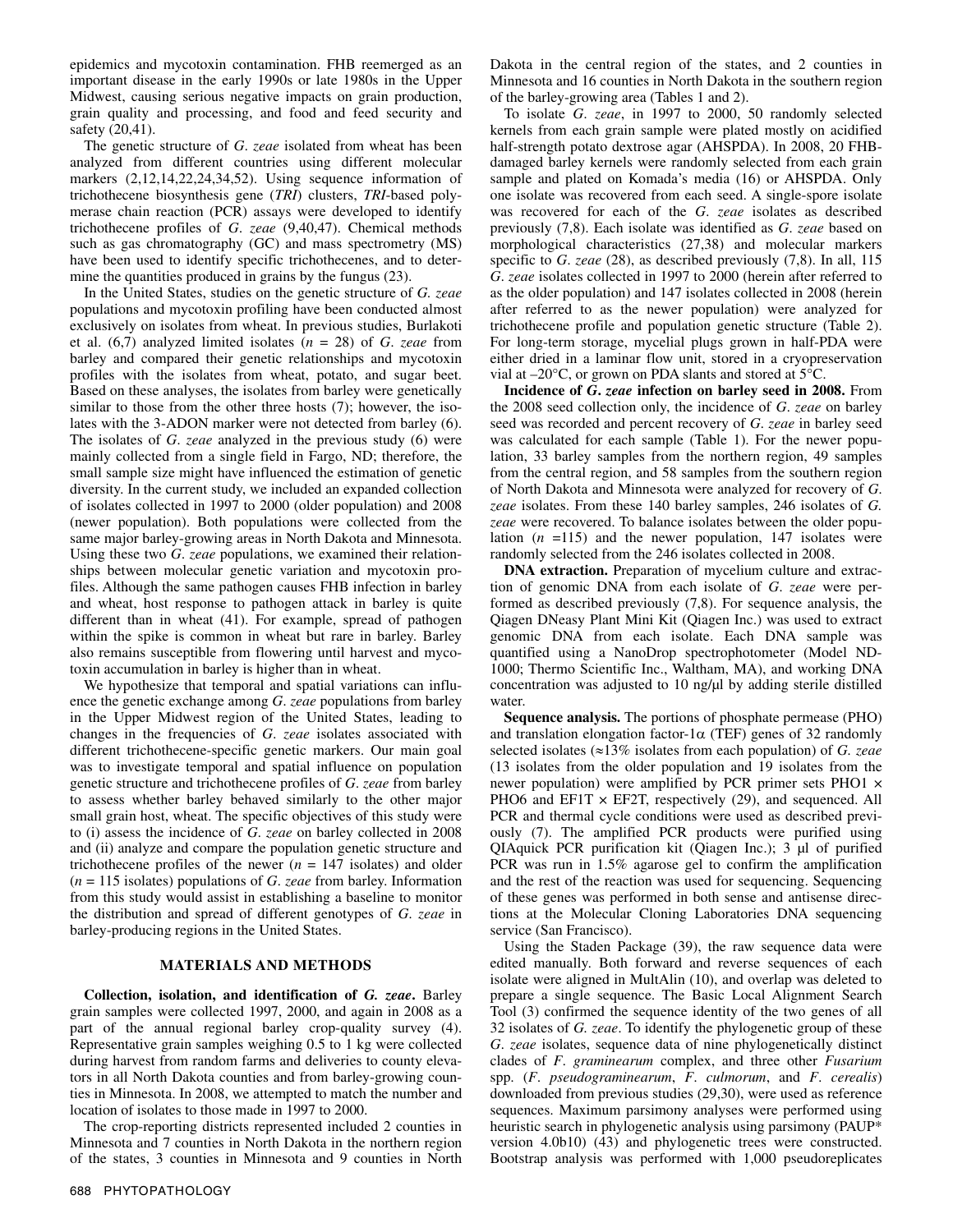epidemics and mycotoxin contamination. FHB reemerged as an important disease in the early 1990s or late 1980s in the Upper Midwest, causing serious negative impacts on grain production, grain quality and processing, and food and feed security and safety (20,41).

The genetic structure of *G. zeae* isolated from wheat has been analyzed from different countries using different molecular markers (2,12,14,22,24,34,52). Using sequence information of trichothecene biosynthesis gene (*TRI*) clusters, *TRI*-based polymerase chain reaction (PCR) assays were developed to identify trichothecene profiles of *G. zeae* (9,40,47). Chemical methods such as gas chromatography (GC) and mass spectrometry (MS) have been used to identify specific trichothecenes, and to determine the quantities produced in grains by the fungus (23).

In the United States, studies on the genetic structure of *G. zeae* populations and mycotoxin profiling have been conducted almost exclusively on isolates from wheat. In previous studies, Burlakoti et al. (6,7) analyzed limited isolates ($n$ = 28) of *G. zeae* from barley and compared their genetic relationships and mycotoxin profiles with the isolates from wheat, potato, and sugar beet. Based on these analyses, the isolates from barley were genetically similar to those from the other three hosts (7); however, the isolates with the 3-ADON marker were not detected from barley (6). The isolates of *G. zeae* analyzed in the previous study (6) were mainly collected from a single field in Fargo, ND; therefore, the small sample size might have influenced the estimation of genetic diversity. In the current study, we included an expanded collection of isolates collected in 1997 to 2000 (older population) and 2008 (newer population). Both populations were collected from the same major barley-growing areas in North Dakota and Minnesota. Using these two *G. zeae* populations, we examined their relationships between molecular genetic variation and mycotoxin profiles. Although the same pathogen causes FHB infection in barley and wheat, host response to pathogen attack in barley is quite different than in wheat (41). For example, spread of pathogen within the spike is common in wheat but rare in barley. Barley also remains susceptible from flowering until harvest and mycotoxin accumulation in barley is higher than in wheat.

We hypothesize that temporal and spatial variations can influence the genetic exchange among *G. zeae* populations from barley in the Upper Midwest region of the United States, leading to changes in the frequencies of *G. zeae* isolates associated with different trichothecene-specific genetic markers. Our main goal was to investigate temporal and spatial influence on population genetic structure and trichothecene profiles of *G. zeae* from barley to assess whether barley behaved similarly to the other major small grain host, wheat. The specific objectives of this study were to (i) assess the incidence of *G. zeae* on barley collected in 2008 and (ii) analyze and compare the population genetic structure and trichothecene profiles of the newer ($n$ = 147 isolates) and older ($n$ = 115 isolates) populations of *G. zeae* from barley. Information from this study would assist in establishing a baseline to monitor the distribution and spread of different genotypes of *G. zeae* in barley-producing regions in the United States.

## MATERIALS AND METHODS

**Collection, isolation, and identification of *G. zeae*.** Barley grain samples were collected 1997, 2000, and again in 2008 as a part of the annual regional barley crop-quality survey (4). Representative grain samples weighing 0.5 to 1 kg were collected during harvest from random farms and deliveries to county elevators in all North Dakota counties and from barley-growing counties in Minnesota. In 2008, we attempted to match the number and location of isolates to those made in 1997 to 2000.

The crop-reporting districts represented included 2 counties in Minnesota and 7 counties in North Dakota in the northern region of the states, 3 counties in Minnesota and 9 counties in North Dakota in the central region of the states, and 2 counties in Minnesota and 16 counties in North Dakota in the southern region of the barley-growing area (Tables 1 and 2).

To isolate *G. zeae*, in 1997 to 2000, 50 randomly selected kernels from each grain sample were plated mostly on acidified half-strength potato dextrose agar (AHSPDA). In 2008, 20 FHB-damaged barley kernels were randomly selected from each grain sample and plated on Komada's media (16) or AHSPDA. Only one isolate was recovered from each seed. A single-spore isolate was recovered for each of the *G. zeae* isolates as described previously (7,8). Each isolate was identified as *G. zeae* based on morphological characteristics (27,38) and molecular markers specific to *G. zeae* (28), as described previously (7,8). In all, 115 *G. zeae* isolates collected in 1997 to 2000 (herein after referred to as the older population) and 147 isolates collected in 2008 (herein after referred to as the newer population) were analyzed for trichothecene profile and population genetic structure (Table 2). For long-term storage, mycelial plugs grown in half-PDA were either dried in a laminar flow unit, stored in a cryopreservation vial at –20°C, or grown on PDA slants and stored at 5°C.

**Incidence of *G. zeae* infection on barley seed in 2008.** From the 2008 seed collection only, the incidence of *G. zeae* on barley seed was recorded and percent recovery of *G. zeae* in barley seed was calculated for each sample (Table 1). For the newer population, 33 barley samples from the northern region, 49 samples from the central region, and 58 samples from the southern region of North Dakota and Minnesota were analyzed for recovery of *G. zeae* isolates. From these 140 barley samples, 246 isolates of *G. zeae* were recovered. To balance isolates between the older population ($n$ =115) and the newer population, 147 isolates were randomly selected from the 246 isolates collected in 2008.

**DNA extraction.** Preparation of mycelium culture and extraction of genomic DNA from each isolate of *G. zeae* were performed as described previously (7,8). For sequence analysis, the Qiagen DNeasy Plant Mini Kit (Qiagen Inc.) was used to extract genomic DNA from each isolate. Each DNA sample was quantified using a NanoDrop spectrophotometer (Model ND-1000; Thermo Scientific Inc., Waltham, MA), and working DNA concentration was adjusted to 10 ng/µl by adding sterile distilled water.

**Sequence analysis.** The portions of phosphate permease (PHO) and translation elongation factor-1α (TEF) genes of 32 randomly selected isolates (≈13% isolates from each population) of *G. zeae* (13 isolates from the older population and 19 isolates from the newer population) were amplified by PCR primer sets PHO1 × PHO6 and EF1T × EF2T, respectively (29), and sequenced. All PCR and thermal cycle conditions were used as described previously (7). The amplified PCR products were purified using QIAquick PCR purification kit (Qiagen Inc.); 3 µl of purified PCR was run in 1.5% agarose gel to confirm the amplification and the rest of the reaction was used for sequencing. Sequencing of these genes was performed in both sense and antisense directions at the Molecular Cloning Laboratories DNA sequencing service (San Francisco).

Using the Staden Package (39), the raw sequence data were edited manually. Both forward and reverse sequences of each isolate were aligned in MultAlin (10), and overlap was deleted to prepare a single sequence. The Basic Local Alignment Search Tool (3) confirmed the sequence identity of the two genes of all 32 isolates of *G. zeae*. To identify the phylogenetic group of these *G. zeae* isolates, sequence data of nine phylogenetically distinct clades of *F. graminearum* complex, and three other *Fusarium* spp. (*F. pseudograminearum*, *F. culmorum*, and *F. cerealis*) downloaded from previous studies (29,30), were used as reference sequences. Maximum parsimony analyses were performed using heuristic search in phylogenetic analysis using parsimony (PAUP* version 4.0b10) (43) and phylogenetic trees were constructed. Bootstrap analysis was performed with 1,000 pseudoreplicates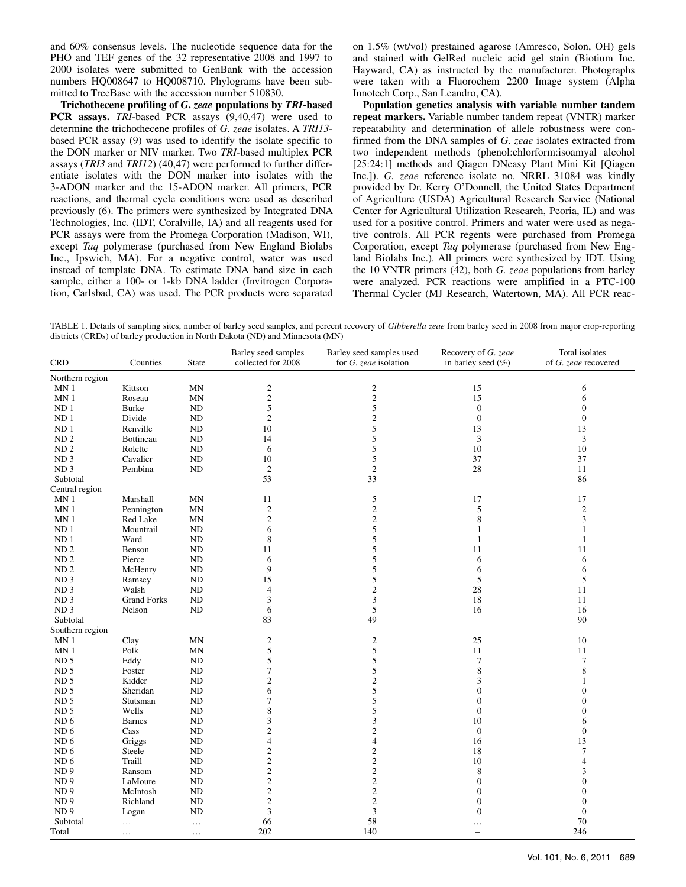and 60% consensus levels. The nucleotide sequence data for the PHO and TEF genes of the 32 representative 2008 and 1997 to 2000 isolates were submitted to GenBank with the accession numbers HQ008647 to HQ008710. Phylograms have been submitted to TreeBase with the accession number 510830.

**Trichothecene profiling of *G. zeae* populations by *TRI*-based PCR assays.** *TRI*-based PCR assays (9,40,47) were used to determine the trichothecene profiles of *G. zeae* isolates. A *TRI13*-based PCR assay (9) was used to identify the isolate specific to the DON marker or NIV marker. Two *TRI*-based multiplex PCR assays (*TRI3* and *TRI12*) (40,47) were performed to further differentiate isolates with the DON marker into isolates with the 3-ADON marker and the 15-ADON marker. All primers, PCR reactions, and thermal cycle conditions were used as described previously (6). The primers were synthesized by Integrated DNA Technologies, Inc. (IDT, Coralville, IA) and all reagents used for PCR assays were from the Promega Corporation (Madison, WI), except *Taq* polymerase (purchased from New England Biolabs Inc., Ipswich, MA). For a negative control, water was used instead of template DNA. To estimate DNA band size in each sample, either a 100- or 1-kb DNA ladder (Invitrogen Corporation, Carlsbad, CA) was used. The PCR products were separated on 1.5% (wt/vol) prestained agarose (Amresco, Solon, OH) gels and stained with GelRed nucleic acid gel stain (Biotium Inc. Hayward, CA) as instructed by the manufacturer. Photographs were taken with a Fluorochem 2200 Image system (Alpha Innotech Corp., San Leandro, CA).

**Population genetics analysis with variable number tandem repeat markers.** Variable number tandem repeat (VNTR) marker repeatability and determination of allele robustness were confirmed from the DNA samples of *G. zeae* isolates extracted from two independent methods (phenol:chlorform:isoamyal alcohol [25:24:1] methods and Qiagen DNeasy Plant Mini Kit [Qiagen Inc.]). *G. zeae* reference isolate no. NRRL 31084 was kindly provided by Dr. Kerry O'Donnell, the United States Department of Agriculture (USDA) Agricultural Research Service (National Center for Agricultural Utilization Research, Peoria, IL) and was used for a positive control. Primers and water were used as negative controls. All PCR regents were purchased from Promega Corporation, except *Taq* polymerase (purchased from New England Biolabs Inc.). All primers were synthesized by IDT. Using the 10 VNTR primers (42), both *G. zeae* populations from barley were analyzed. PCR reactions were amplified in a PTC-100 Thermal Cycler (MJ Research, Watertown, MA). All PCR reac-

TABLE 1. Details of sampling sites, number of barley seed samples, and percent recovery of *Gibberella zeae* from barley seed in 2008 from major crop-reporting districts (CRDs) of barley production in North Dakota (ND) and Minnesota (MN)

| CRD | Counties | State | Barley seed samples collected for 2008 | Barley seed samples used for *G. zeae* isolation | Recovery of *G. zeae* in barley seed (%) | Total isolates of *G. zeae* recovered |
|---|---|---|---|---|---|---|
| Northern region | | | | | | |
| MN 1 | Kittson | MN | 2 | 2 | 15 | 6 |
| MN 1 | Roseau | MN | 2 | 2 | 15 | 6 |
| ND 1 | Burke | ND | 5 | 5 | 0 | 0 |
| ND 1 | Divide | ND | 2 | 2 | 0 | 0 |
| ND 1 | Renville | ND | 10 | 5 | 13 | 13 |
| ND 2 | Bottineau | ND | 14 | 5 | 3 | 3 |
| ND 2 | Rolette | ND | 6 | 5 | 10 | 10 |
| ND 3 | Cavalier | ND | 10 | 5 | 37 | 37 |
| ND 3 | Pembina | ND | 2 | 2 | 28 | 11 |
| Subtotal | | | 53 | 33 | | 86 |
| Central region | | | | | | |
| MN 1 | Marshall | MN | 11 | 5 | 17 | 17 |
| MN 1 | Pennington | MN | 2 | 2 | 5 | 2 |
| MN 1 | Red Lake | MN | 2 | 2 | 8 | 3 |
| ND 1 | Mountrail | ND | 6 | 5 | 1 | 1 |
| ND 1 | Ward | ND | 8 | 5 | 1 | 1 |
| ND 2 | Benson | ND | 11 | 5 | 11 | 11 |
| ND 2 | Pierce | ND | 6 | 5 | 6 | 6 |
| ND 2 | McHenry | ND | 9 | 5 | 6 | 6 |
| ND 3 | Ramsey | ND | 15 | 5 | 5 | 5 |
| ND 3 | Walsh | ND | 4 | 2 | 28 | 11 |
| ND 3 | Grand Forks | ND | 3 | 3 | 18 | 11 |
| ND 3 | Nelson | ND | 6 | 5 | 16 | 16 |
| Subtotal | | | 83 | 49 | | 90 |
| Southern region | | | | | | |
| MN 1 | Clay | MN | 2 | 2 | 25 | 10 |
| MN 1 | Polk | MN | 5 | 5 | 11 | 11 |
| ND 5 | Eddy | ND | 5 | 5 | 7 | 7 |
| ND 5 | Foster | ND | 7 | 5 | 8 | 8 |
| ND 5 | Kidder | ND | 2 | 2 | 3 | 1 |
| ND 5 | Sheridan | ND | 6 | 5 | 0 | 0 |
| ND 5 | Stutsman | ND | 7 | 5 | 0 | 0 |
| ND 5 | Wells | ND | 8 | 5 | 0 | 0 |
| ND 6 | Barnes | ND | 3 | 3 | 10 | 6 |
| ND 6 | Cass | ND | 2 | 2 | 0 | 0 |
| ND 6 | Griggs | ND | 4 | 4 | 16 | 13 |
| ND 6 | Steele | ND | 2 | 2 | 18 | 7 |
| ND 6 | Traill | ND | 2 | 2 | 10 | 4 |
| ND 9 | Ransom | ND | 2 | 2 | 8 | 3 |
| ND 9 | LaMoure | ND | 2 | 2 | 0 | 0 |
| ND 9 | McIntosh | ND | 2 | 2 | 0 | 0 |
| ND 9 | Richland | ND | 2 | 2 | 0 | 0 |
| ND 9 | Logan | ND | 3 | 3 | 0 | 0 |
| Subtotal | … | … | 66 | 58 | … | 70 |
| Total | … | … | 202 | 140 | – | 246 |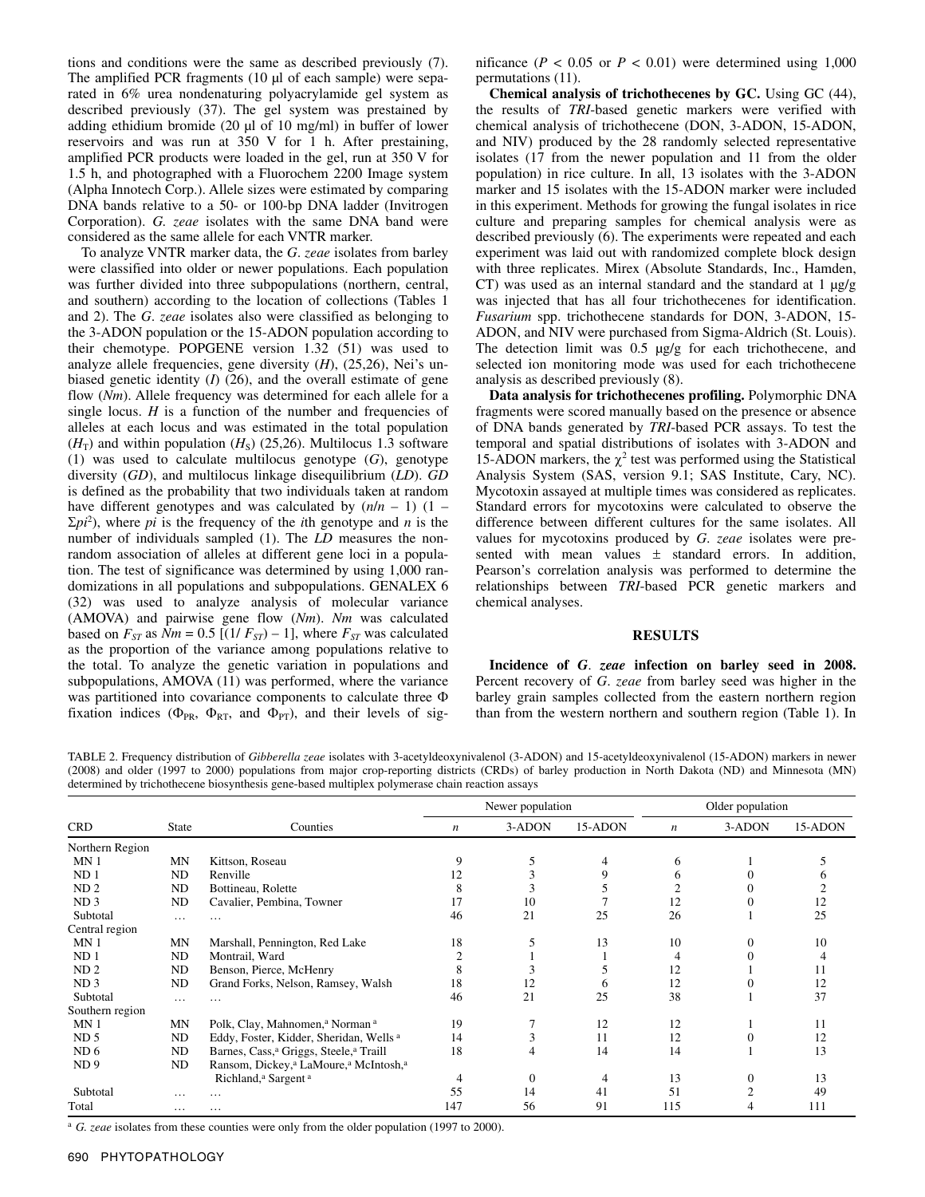tions and conditions were the same as described previously (7). The amplified PCR fragments (10 µl of each sample) were separated in 6% urea nondenaturing polyacrylamide gel system as described previously (37). The gel system was prestained by adding ethidium bromide (20 µl of 10 mg/ml) in buffer of lower reservoirs and was run at 350 V for 1 h. After prestaining, amplified PCR products were loaded in the gel, run at 350 V for 1.5 h, and photographed with a Fluorochem 2200 Image system (Alpha Innotech Corp.). Allele sizes were estimated by comparing DNA bands relative to a 50- or 100-bp DNA ladder (Invitrogen Corporation). *G. zeae* isolates with the same DNA band were considered as the same allele for each VNTR marker.

To analyze VNTR marker data, the *G. zeae* isolates from barley were classified into older or newer populations. Each population was further divided into three subpopulations (northern, central, and southern) according to the location of collections (Tables 1 and 2). The *G. zeae* isolates also were classified as belonging to the 3-ADON population or the 15-ADON population according to their chemotype. POPGENE version 1.32 (51) was used to analyze allele frequencies, gene diversity (*H*), (25,26), Nei's unbiased genetic identity (*I*) (26), and the overall estimate of gene flow (*Nm*). Allele frequency was determined for each allele for a single locus. *H* is a function of the number and frequencies of alleles at each locus and was estimated in the total population ($H_T$) and within population ($H_S$) (25,26). Multilocus 1.3 software (1) was used to calculate multilocus genotype (*G*), genotype diversity (*GD*), and multilocus linkage disequilibrium (*LD*). *GD* is defined as the probability that two individuals taken at random have different genotypes and was calculated by $(n/n - 1)(1 - \Sigma pi^2)$, where *pi* is the frequency of the *i*th genotype and *n* is the number of individuals sampled (1). The *LD* measures the nonrandom association of alleles at different gene loci in a population. The test of significance was determined by using 1,000 randomizations in all populations and subpopulations. GENALEX 6 (32) was used to analyze analysis of molecular variance (AMOVA) and pairwise gene flow (*Nm*). *Nm* was calculated based on $F_{ST}$ as $Nm = 0.5 [(1/F_{ST}) - 1]$, where $F_{ST}$ was calculated as the proportion of the variance among populations relative to the total. To analyze the genetic variation in populations and subpopulations, AMOVA (11) was performed, where the variance was partitioned into covariance components to calculate three Φ fixation indices ($\Phi_{PR}$, $\Phi_{RT}$, and $\Phi_{PT}$), and their levels of significance ($P < 0.05$ or $P < 0.01$) were determined using 1,000 permutations (11).

**Chemical analysis of trichothecenes by GC.** Using GC (44), the results of *TRI*-based genetic markers were verified with chemical analysis of trichothecene (DON, 3-ADON, 15-ADON, and NIV) produced by the 28 randomly selected representative isolates (17 from the newer population and 11 from the older population) in rice culture. In all, 13 isolates with the 3-ADON marker and 15 isolates with the 15-ADON marker were included in this experiment. Methods for growing the fungal isolates in rice culture and preparing samples for chemical analysis were as described previously (6). The experiments were repeated and each experiment was laid out with randomized complete block design with three replicates. Mirex (Absolute Standards, Inc., Hamden, CT) was used as an internal standard and the standard at 1 µg/g was injected that has all four trichothecenes for identification. *Fusarium* spp. trichothecene standards for DON, 3-ADON, 15-ADON, and NIV were purchased from Sigma-Aldrich (St. Louis). The detection limit was 0.5 µg/g for each trichothecene, and selected ion monitoring mode was used for each trichothecene analysis as described previously (8).

**Data analysis for trichothecenes profiling.** Polymorphic DNA fragments were scored manually based on the presence or absence of DNA bands generated by *TRI*-based PCR assays. To test the temporal and spatial distributions of isolates with 3-ADON and 15-ADON markers, the $\chi^2$ test was performed using the Statistical Analysis System (SAS, version 9.1; SAS Institute, Cary, NC). Mycotoxin assayed at multiple times was considered as replicates. Standard errors for mycotoxins were calculated to observe the difference between different cultures for the same isolates. All values for mycotoxins produced by *G. zeae* isolates were presented with mean values ± standard errors. In addition, Pearson's correlation analysis was performed to determine the relationships between *TRI*-based PCR genetic markers and chemical analyses.

## RESULTS

**Incidence of *G. zeae* infection on barley seed in 2008.** Percent recovery of *G. zeae* from barley seed was higher in the barley grain samples collected from the eastern northern region than from the western northern and southern region (Table 1). In

TABLE 2. Frequency distribution of *Gibberella zeae* isolates with 3-acetyldeoxynivalenol (3-ADON) and 15-acetyldeoxynivalenol (15-ADON) markers in newer (2008) and older (1997 to 2000) populations from major crop-reporting districts (CRDs) of barley production in North Dakota (ND) and Minnesota (MN) determined by trichothecene biosynthesis gene-based multiplex polymerase chain reaction assays

| | | | Newer population | | | Older population | | |
|---|---|---|---|---|---|---|---|---|
| CRD | State | Counties | *n* | 3-ADON | 15-ADON | *n* | 3-ADON | 15-ADON |
| Northern Region | | | | | | | | |
| MN 1 | MN | Kittson, Roseau | 9 | 5 | 4 | 6 | 1 | 5 |
| ND 1 | ND | Renville | 12 | 3 | 9 | 6 | 0 | 6 |
| ND 2 | ND | Bottineau, Rolette | 8 | 3 | 5 | 2 | 0 | 2 |
| ND 3 | ND | Cavalier, Pembina, Towner | 17 | 10 | 7 | 12 | 0 | 12 |
| Subtotal | … | … | 46 | 21 | 25 | 26 | 1 | 25 |
| Central region | | | | | | | | |
| MN 1 | MN | Marshall, Pennington, Red Lake | 18 | 5 | 13 | 10 | 0 | 10 |
| ND 1 | ND | Montrail, Ward | 2 | 1 | 1 | 4 | 0 | 4 |
| ND 2 | ND | Benson, Pierce, McHenry | 8 | 3 | 5 | 12 | 1 | 11 |
| ND 3 | ND | Grand Forks, Nelson, Ramsey, Walsh | 18 | 12 | 6 | 12 | 0 | 12 |
| Subtotal | … | … | 46 | 21 | 25 | 38 | 1 | 37 |
| Southern region | | | | | | | | |
| MN 1 | MN | Polk, Clay, Mahnomen,[a] Norman [a] | 19 | 7 | 12 | 12 | 1 | 11 |
| ND 5 | ND | Eddy, Foster, Kidder, Sheridan, Wells [a] | 14 | 3 | 11 | 12 | 0 | 12 |
| ND 6 | ND | Barnes, Cass,[a] Griggs, Steele,[a] Traill | 18 | 4 | 14 | 14 | 1 | 13 |
| ND 9 | ND | Ransom, Dickey,[a] LaMoure,[a] McIntosh,[a] Richland,[a] Sargent [a] | 4 | 0 | 4 | 13 | 0 | 13 |
| Subtotal | … | … | 55 | 14 | 41 | 51 | 2 | 49 |
| Total | … | … | 147 | 56 | 91 | 115 | 4 | 111 |

[a] *G. zeae* isolates from these counties were only from the older population (1997 to 2000).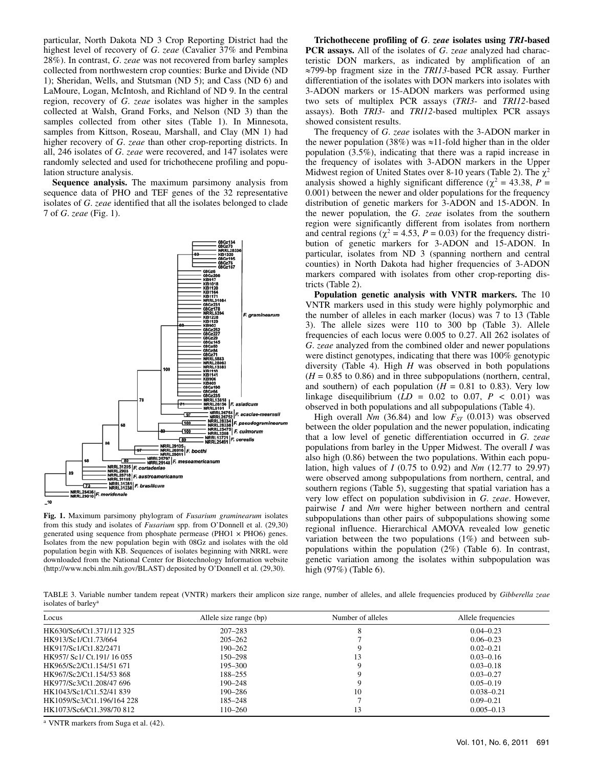particular, North Dakota ND 3 Crop Reporting District had the highest level of recovery of *G. zeae* (Cavalier 37% and Pembina 28%). In contrast, *G. zeae* was not recovered from barley samples collected from northwestern crop counties: Burke and Divide (ND 1); Sheridan, Wells, and Stutsman (ND 5); and Cass (ND 6) and LaMoure, Logan, McIntosh, and Richland of ND 9. In the central region, recovery of *G. zeae* isolates was higher in the samples collected at Walsh, Grand Forks, and Nelson (ND 3) than the samples collected from other sites (Table 1). In Minnesota, samples from Kittson, Roseau, Marshall, and Clay (MN 1) had higher recovery of *G. zeae* than other crop-reporting districts. In all, 246 isolates of *G. zeae* were recovered, and 147 isolates were randomly selected and used for trichothecene profiling and population structure analysis.

**Sequence analysis.** The maximum parsimony analysis from sequence data of PHO and TEF genes of the 32 representative isolates of *G. zeae* identified that all the isolates belonged to clade 7 of *G. zeae* (Fig. 1).

**Fig. 1.** Maximum parsimony phylogram of *Fusarium graminearum* isolates from this study and isolates of *Fusarium* spp. from O'Donnell et al. (29,30) generated using sequence from phosphate permease (PHO1 × PHO6) genes. Isolates from the new population begin with 08Gz and isolates with the old population begin with KB. Sequences of isolates beginning with NRRL were downloaded from the National Center for Biotechnology Information website (http://www.ncbi.nlm.nih.gov/BLAST) deposited by O'Donnell et al. (29,30).

**Trichothecene profiling of *G. zeae* isolates using *TRI*-based PCR assays.** All of the isolates of *G. zeae* analyzed had characteristic DON markers, as indicated by amplification of an ≈799-bp fragment size in the *TRI13*-based PCR assay. Further differentiation of the isolates with DON markers into isolates with 3-ADON markers or 15-ADON markers was performed using two sets of multiplex PCR assays (*TRI3*- and *TRI12*-based assays). Both *TRI3*- and *TRI12*-based multiplex PCR assays showed consistent results.

The frequency of *G. zeae* isolates with the 3-ADON marker in the newer population (38%) was ≈11-fold higher than in the older population (3.5%), indicating that there was a rapid increase in the frequency of isolates with 3-ADON markers in the Upper Midwest region of United States over 8-10 years (Table 2). The $\chi^2$ analysis showed a highly significant difference ($\chi^2 = 43.38$, $P = 0.001$) between the newer and older populations for the frequency distribution of genetic markers for 3-ADON and 15-ADON. In the newer population, the *G. zeae* isolates from the southern region were significantly different from isolates from northern and central regions ($\chi^2 = 4.53$, $P = 0.03$) for the frequency distribution of genetic markers for 3-ADON and 15-ADON. In particular, isolates from ND 3 (spanning northern and central counties) in North Dakota had higher frequencies of 3-ADON markers compared with isolates from other crop-reporting districts (Table 2).

**Population genetic analysis with VNTR markers.** The 10 VNTR markers used in this study were highly polymorphic and the number of alleles in each marker (locus) was 7 to 13 (Table 3). The allele sizes were 110 to 300 bp (Table 3). Allele frequencies of each locus were 0.005 to 0.27. All 262 isolates of *G. zeae* analyzed from the combined older and newer populations were distinct genotypes, indicating that there was 100% genotypic diversity (Table 4). High $H$ was observed in both populations ($H = 0.85$ to $0.86$) and in three subpopulations (northern, central, and southern) of each population ($H = 0.81$ to $0.83$). Very low linkage disequilibrium ($LD = 0.02$ to $0.07$, $P < 0.01$) was observed in both populations and all subpopulations (Table 4).

High overall $Nm$ (36.84) and low $F_{ST}$ (0.013) was observed between the older population and the newer population, indicating that a low level of genetic differentiation occurred in *G. zeae* populations from barley in the Upper Midwest. The overall $I$ was also high (0.86) between the two populations. Within each population, high values of $I$ (0.75 to 0.92) and $Nm$ (12.77 to 29.97) were observed among subpopulations from northern, central, and southern regions (Table 5), suggesting that spatial variation has a very low effect on population subdivision in *G. zeae*. However, pairwise $I$ and $Nm$ were higher between northern and central subpopulations than other pairs of subpopulations showing some regional influence. Hierarchical AMOVA revealed low genetic variation between the two populations (1%) and between subpopulations within the population (2%) (Table 6). In contrast, genetic variation among the isolates within subpopulation was high (97%) (Table 6).

TABLE 3. Variable number tandem repeat (VNTR) markers their amplicon size range, number of alleles, and allele frequencies produced by *Gibberella zeae* isolates of barley[a]

| Locus | Allele size range (bp) | Number of alleles | Allele frequencies |
|---|---|---|---|
| HK630/Sc6/Ct1.371/112 325 | 207–283 | 8 | 0.04–0.23 |
| HK913/Sc1/Ct1.73/664 | 205–262 | 7 | 0.06–0.23 |
| HK917/Sc1/Ct1.82/2471 | 190–262 | 9 | 0.02–0.21 |
| HK957/ Sc1/ Ct.191/ 16 055 | 150–298 | 13 | 0.03–0.16 |
| HK965/Sc2/Ct1.154/51 671 | 195–300 | 9 | 0.03–0.18 |
| HK967/Sc2/Ct1.154/53 868 | 188–255 | 9 | 0.03–0.27 |
| HK977/Sc3/Ct1.208/47 696 | 190–248 | 9 | 0.05–0.19 |
| HK1043/Sc1/Ct1.52/41 839 | 190–286 | 10 | 0.038–0.21 |
| HK1059/Sc3/Ct1.196/164 228 | 185–248 | 7 | 0.09–0.21 |
| HK1073/Sc6/Ct1.398/70 812 | 110–260 | 13 | 0.005–0.13 |

[a] VNTR markers from Suga et al. (42).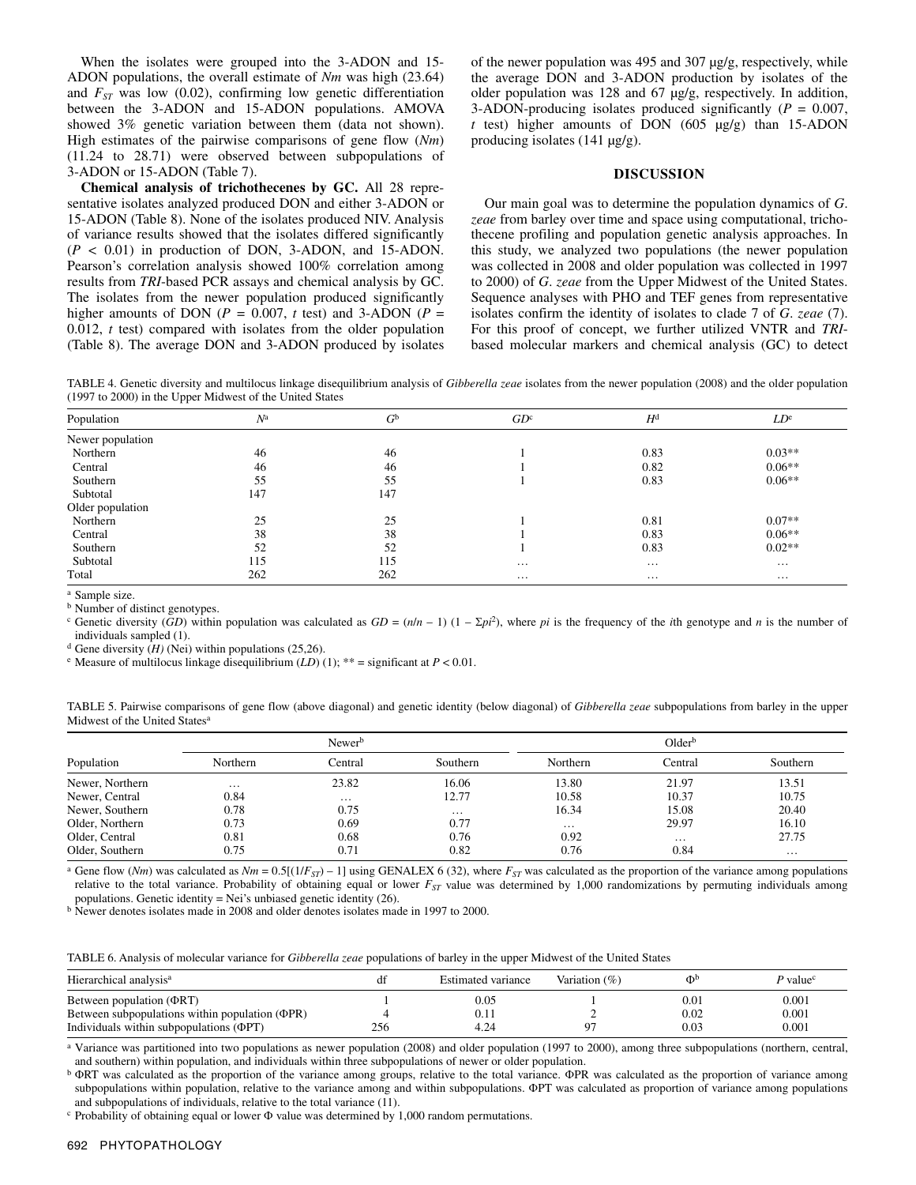When the isolates were grouped into the 3-ADON and 15-ADON populations, the overall estimate of *Nm* was high (23.64) and $F_{ST}$ was low (0.02), confirming low genetic differentiation between the 3-ADON and 15-ADON populations. AMOVA showed 3% genetic variation between them (data not shown). High estimates of the pairwise comparisons of gene flow (*Nm*) (11.24 to 28.71) were observed between subpopulations of 3-ADON or 15-ADON (Table 7).

**Chemical analysis of trichothecenes by GC.** All 28 representative isolates analyzed produced DON and either 3-ADON or 15-ADON (Table 8). None of the isolates produced NIV. Analysis of variance results showed that the isolates differed significantly ($P < 0.01$) in production of DON, 3-ADON, and 15-ADON. Pearson's correlation analysis showed 100% correlation among results from *TRI*-based PCR assays and chemical analysis by GC. The isolates from the newer population produced significantly higher amounts of DON ($P = 0.007$, *t* test) and 3-ADON ($P = 0.012$, *t* test) compared with isolates from the older population (Table 8). The average DON and 3-ADON produced by isolates of the newer population was 495 and 307 µg/g, respectively, while the average DON and 3-ADON production by isolates of the older population was 128 and 67 µg/g, respectively. In addition, 3-ADON-producing isolates produced significantly ($P = 0.007$, *t* test) higher amounts of DON (605 µg/g) than 15-ADON producing isolates (141 µg/g).

## DISCUSSION

Our main goal was to determine the population dynamics of *G. zeae* from barley over time and space using computational, trichothecene profiling and population genetic analysis approaches. In this study, we analyzed two populations (the newer population was collected in 2008 and older population was collected in 1997 to 2000) of *G. zeae* from the Upper Midwest of the United States. Sequence analyses with PHO and TEF genes from representative isolates confirm the identity of isolates to clade 7 of *G. zeae* (7). For this proof of concept, we further utilized VNTR and *TRI*-based molecular markers and chemical analysis (GC) to detect

TABLE 4. Genetic diversity and multilocus linkage disequilibrium analysis of *Gibberella zeae* isolates from the newer population (2008) and the older population (1997 to 2000) in the Upper Midwest of the United States

| Population | *N*[a] | *G*[b] | *GD*[c] | *H*[d] | *LD*[e] |
|---|---|---|---|---|---|
| Newer population | | | | | |
| Northern | 46 | 46 | 1 | 0.83 | 0.03** |
| Central | 46 | 46 | 1 | 0.82 | 0.06** |
| Southern | 55 | 55 | 1 | 0.83 | 0.06** |
| Subtotal | 147 | 147 | | | |
| Older population | | | | | |
| Northern | 25 | 25 | 1 | 0.81 | 0.07** |
| Central | 38 | 38 | 1 | 0.83 | 0.06** |
| Southern | 52 | 52 | 1 | 0.83 | 0.02** |
| Subtotal | 115 | 115 | … | … | … |
| Total | 262 | 262 | … | … | … |

[a] Sample size.
[b] Number of distinct genotypes.
[c] Genetic diversity (*GD*) within population was calculated as $GD = (n/n - 1)\,(1 - \Sigma pi^2)$, where *pi* is the frequency of the *i*th genotype and *n* is the number of individuals sampled (1).
[d] Gene diversity (*H*) (Nei) within populations (25,26).
[e] Measure of multilocus linkage disequilibrium (*LD*) (1); ** = significant at $P < 0.01$.

TABLE 5. Pairwise comparisons of gene flow (above diagonal) and genetic identity (below diagonal) of *Gibberella zeae* subpopulations from barley in the upper Midwest of the United States[a]

| Population | Newer[b] | | | Older[b] | | |
|---|---|---|---|---|---|---|
| | Northern | Central | Southern | Northern | Central | Southern |
| Newer, Northern | … | 23.82 | 16.06 | 13.80 | 21.97 | 13.51 |
| Newer, Central | 0.84 | … | 12.77 | 10.58 | 10.37 | 10.75 |
| Newer, Southern | 0.78 | 0.75 | … | 16.34 | 15.08 | 20.40 |
| Older, Northern | 0.73 | 0.69 | 0.77 | … | 29.97 | 16.10 |
| Older, Central | 0.81 | 0.68 | 0.76 | 0.92 | … | 27.75 |
| Older, Southern | 0.75 | 0.71 | 0.82 | 0.76 | 0.84 | … |

[a] Gene flow (*Nm*) was calculated as $Nm = 0.5[(1/F_{ST}) - 1]$ using GENALEX 6 (32), where $F_{ST}$ was calculated as the proportion of the variance among populations relative to the total variance. Probability of obtaining equal or lower $F_{ST}$ value was determined by 1,000 randomizations by permuting individuals among populations. Genetic identity = Nei's unbiased genetic identity (26).
[b] Newer denotes isolates made in 2008 and older denotes isolates made in 1997 to 2000.

TABLE 6. Analysis of molecular variance for *Gibberella zeae* populations of barley in the upper Midwest of the United States

| Hierarchical analysis[a] | df | Estimated variance | Variation (%) | Φ[b] | *P* value[c] |
|---|---|---|---|---|---|
| Between population (ΦRT) | 1 | 0.05 | 1 | 0.01 | 0.001 |
| Between subpopulations within population (ΦPR) | 4 | 0.11 | 2 | 0.02 | 0.001 |
| Individuals within subpopulations (ΦPT) | 256 | 4.24 | 97 | 0.03 | 0.001 |

[a] Variance was partitioned into two populations as newer population (2008) and older population (1997 to 2000), among three subpopulations (northern, central, and southern) within population, and individuals within three subpopulations of newer or older population.
[b] ΦRT was calculated as the proportion of the variance among groups, relative to the total variance. ΦPR was calculated as the proportion of variance among subpopulations within population, relative to the variance among and within subpopulations. ΦPT was calculated as proportion of variance among populations and subpopulations of individuals, relative to the total variance (11).
[c] Probability of obtaining equal or lower Φ value was determined by 1,000 random permutations.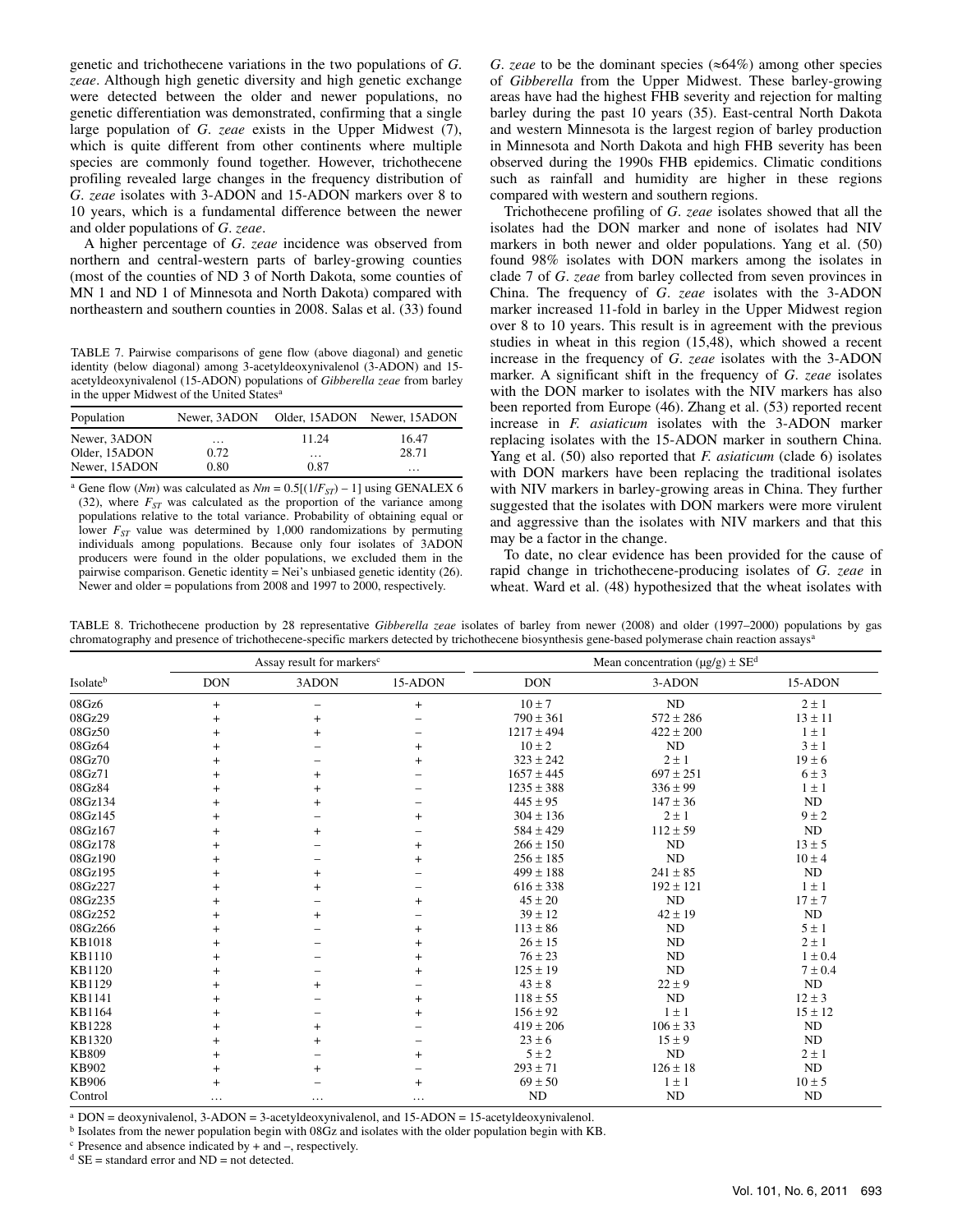genetic and trichothecene variations in the two populations of *G. zeae*. Although high genetic diversity and high genetic exchange were detected between the older and newer populations, no genetic differentiation was demonstrated, confirming that a single large population of *G. zeae* exists in the Upper Midwest (7), which is quite different from other continents where multiple species are commonly found together. However, trichothecene profiling revealed large changes in the frequency distribution of *G. zeae* isolates with 3-ADON and 15-ADON markers over 8 to 10 years, which is a fundamental difference between the newer and older populations of *G. zeae*.

A higher percentage of *G. zeae* incidence was observed from northern and central-western parts of barley-growing counties (most of the counties of ND 3 of North Dakota, some counties of MN 1 and ND 1 of Minnesota and North Dakota) compared with northeastern and southern counties in 2008. Salas et al. (33) found

TABLE 7. Pairwise comparisons of gene flow (above diagonal) and genetic identity (below diagonal) among 3-acetyldeoxynivalenol (3-ADON) and 15-acetyldeoxynivalenol (15-ADON) populations of *Gibberella zeae* from barley in the upper Midwest of the United States[a]

| Population | Newer, 3ADON | Older, 15ADON | Newer, 15ADON |
|---|---|---|---|
| Newer, 3ADON | … | 11.24 | 16.47 |
| Older, 15ADON | 0.72 | … | 28.71 |
| Newer, 15ADON | 0.80 | 0.87 | … |

[a] Gene flow ($Nm$) was calculated as $Nm = 0.5[(1/F_{ST}) - 1]$ using GENALEX 6 (32), where $F_{ST}$ was calculated as the proportion of the variance among populations relative to the total variance. Probability of obtaining equal or lower $F_{ST}$ value was determined by 1,000 randomizations by permuting individuals among populations. Because only four isolates of 3ADON producers were found in the older populations, we excluded them in the pairwise comparison. Genetic identity = Nei's unbiased genetic identity (26). Newer and older = populations from 2008 and 1997 to 2000, respectively.

*G. zeae* to be the dominant species (≈64%) among other species of *Gibberella* from the Upper Midwest. These barley-growing areas have had the highest FHB severity and rejection for malting barley during the past 10 years (35). East-central North Dakota and western Minnesota is the largest region of barley production in Minnesota and North Dakota and high FHB severity has been observed during the 1990s FHB epidemics. Climatic conditions such as rainfall and humidity are higher in these regions compared with western and southern regions.

Trichothecene profiling of *G. zeae* isolates showed that all the isolates had the DON marker and none of isolates had NIV markers in both newer and older populations. Yang et al. (50) found 98% isolates with DON markers among the isolates in clade 7 of *G. zeae* from barley collected from seven provinces in China. The frequency of *G. zeae* isolates with the 3-ADON marker increased 11-fold in barley in the Upper Midwest region over 8 to 10 years. This result is in agreement with the previous studies in wheat in this region (15,48), which showed a recent increase in the frequency of *G. zeae* isolates with the 3-ADON marker. A significant shift in the frequency of *G. zeae* isolates with the DON marker to isolates with the NIV markers has also been reported from Europe (46). Zhang et al. (53) reported recent increase in *F. asiaticum* isolates with the 3-ADON marker replacing isolates with the 15-ADON marker in southern China. Yang et al. (50) also reported that *F. asiaticum* (clade 6) isolates with DON markers have been replacing the traditional isolates with NIV markers in barley-growing areas in China. They further suggested that the isolates with DON markers were more virulent and aggressive than the isolates with NIV markers and that this may be a factor in the change.

To date, no clear evidence has been provided for the cause of rapid change in trichothecene-producing isolates of *G. zeae* in wheat. Ward et al. (48) hypothesized that the wheat isolates with

TABLE 8. Trichothecene production by 28 representative *Gibberella zeae* isolates of barley from newer (2008) and older (1997–2000) populations by gas chromatography and presence of trichothecene-specific markers detected by trichothecene biosynthesis gene-based polymerase chain reaction assays[a]

| Isolate[b] | Assay result for markers[c] | | | Mean concentration (μg/g) ± SE[d] | | |
|---|---|---|---|---|---|---|
| | DON | 3ADON | 15-ADON | DON | 3-ADON | 15-ADON |
| 08Gz6 | + | – | + | 10 ± 7 | ND | 2 ± 1 |
| 08Gz29 | + | + | – | 790 ± 361 | 572 ± 286 | 13 ± 11 |
| 08Gz50 | + | + | – | 1217 ± 494 | 422 ± 200 | 1 ± 1 |
| 08Gz64 | + | – | + | 10 ± 2 | ND | 3 ± 1 |
| 08Gz70 | + | – | + | 323 ± 242 | 2 ± 1 | 19 ± 6 |
| 08Gz71 | + | + | – | 1657 ± 445 | 697 ± 251 | 6 ± 3 |
| 08Gz84 | + | + | – | 1235 ± 388 | 336 ± 99 | 1 ± 1 |
| 08Gz134 | + | + | – | 445 ± 95 | 147 ± 36 | ND |
| 08Gz145 | + | – | + | 304 ± 136 | 2 ± 1 | 9 ± 2 |
| 08Gz167 | + | + | – | 584 ± 429 | 112 ± 59 | ND |
| 08Gz178 | + | – | + | 266 ± 150 | ND | 13 ± 5 |
| 08Gz190 | + | – | + | 256 ± 185 | ND | 10 ± 4 |
| 08Gz195 | + | + | – | 499 ± 188 | 241 ± 85 | ND |
| 08Gz227 | + | + | – | 616 ± 338 | 192 ± 121 | 1 ± 1 |
| 08Gz235 | + | – | + | 45 ± 20 | ND | 17 ± 7 |
| 08Gz252 | + | + | – | 39 ± 12 | 42 ± 19 | ND |
| 08Gz266 | + | – | + | 113 ± 86 | ND | 5 ± 1 |
| KB1018 | + | – | + | 26 ± 15 | ND | 2 ± 1 |
| KB1110 | + | – | + | 76 ± 23 | ND | 1 ± 0.4 |
| KB1120 | + | – | + | 125 ± 19 | ND | 7 ± 0.4 |
| KB1129 | + | + | – | 43 ± 8 | 22 ± 9 | ND |
| KB1141 | + | – | + | 118 ± 55 | ND | 12 ± 3 |
| KB1164 | + | – | + | 156 ± 92 | 1 ± 1 | 15 ± 12 |
| KB1228 | + | + | – | 419 ± 206 | 106 ± 33 | ND |
| KB1320 | + | + | – | 23 ± 6 | 15 ± 9 | ND |
| KB809 | + | – | + | 5 ± 2 | ND | 2 ± 1 |
| KB902 | + | + | – | 293 ± 71 | 126 ± 18 | ND |
| KB906 | + | – | + | 69 ± 50 | 1 ± 1 | 10 ± 5 |
| Control | … | … | … | ND | ND | ND |

[a] DON = deoxynivalenol, 3-ADON = 3-acetyldeoxynivalenol, and 15-ADON = 15-acetyldeoxynivalenol.
[b] Isolates from the newer population begin with 08Gz and isolates with the older population begin with KB.
[c] Presence and absence indicated by + and –, respectively.
[d] SE = standard error and ND = not detected.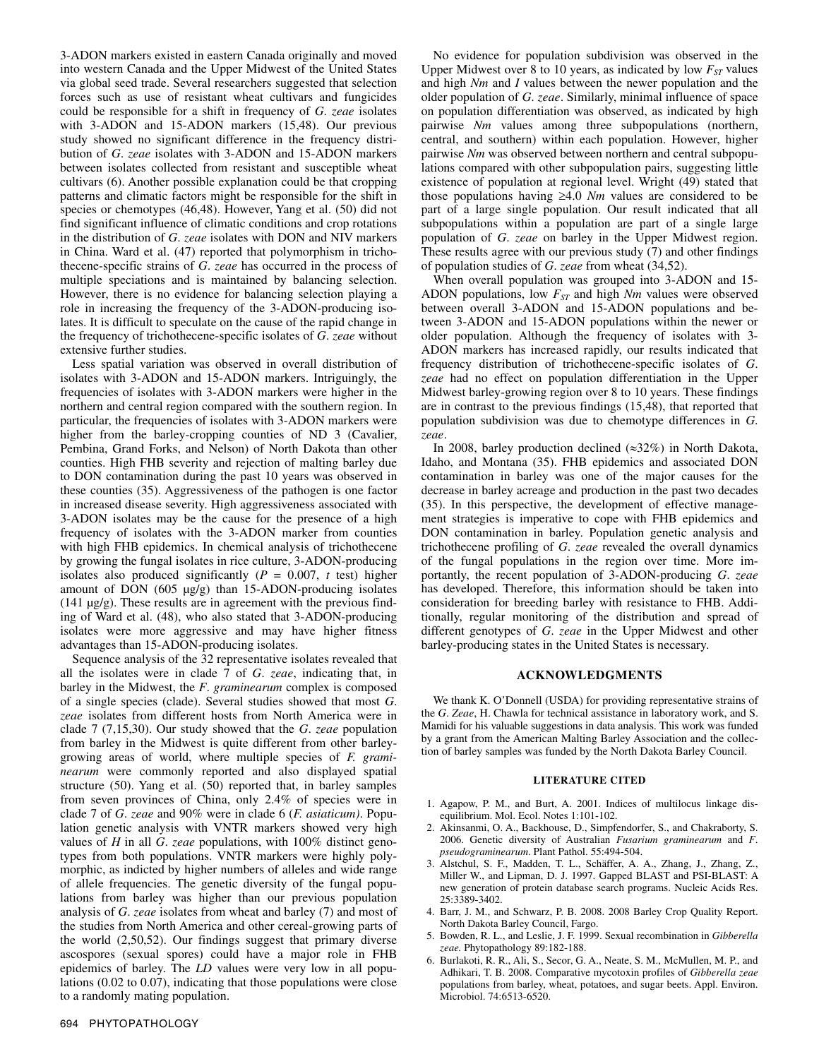3-ADON markers existed in eastern Canada originally and moved into western Canada and the Upper Midwest of the United States via global seed trade. Several researchers suggested that selection forces such as use of resistant wheat cultivars and fungicides could be responsible for a shift in frequency of *G. zeae* isolates with 3-ADON and 15-ADON markers (15,48). Our previous study showed no significant difference in the frequency distribution of *G. zeae* isolates with 3-ADON and 15-ADON markers between isolates collected from resistant and susceptible wheat cultivars (6). Another possible explanation could be that cropping patterns and climatic factors might be responsible for the shift in species or chemotypes (46,48). However, Yang et al. (50) did not find significant influence of climatic conditions and crop rotations in the distribution of *G. zeae* isolates with DON and NIV markers in China. Ward et al. (47) reported that polymorphism in trichothecene-specific strains of *G. zeae* has occurred in the process of multiple speciations and is maintained by balancing selection. However, there is no evidence for balancing selection playing a role in increasing the frequency of the 3-ADON-producing isolates. It is difficult to speculate on the cause of the rapid change in the frequency of trichothecene-specific isolates of *G. zeae* without extensive further studies.

Less spatial variation was observed in overall distribution of isolates with 3-ADON and 15-ADON markers. Intriguingly, the frequencies of isolates with 3-ADON markers were higher in the northern and central region compared with the southern region. In particular, the frequencies of isolates with 3-ADON markers were higher from the barley-cropping counties of ND 3 (Cavalier, Pembina, Grand Forks, and Nelson) of North Dakota than other counties. High FHB severity and rejection of malting barley due to DON contamination during the past 10 years was observed in these counties (35). Aggressiveness of the pathogen is one factor in increased disease severity. High aggressiveness associated with 3-ADON isolates may be the cause for the presence of a high frequency of isolates with the 3-ADON marker from counties with high FHB epidemics. In chemical analysis of trichothecene by growing the fungal isolates in rice culture, 3-ADON-producing isolates also produced significantly ($P = 0.007$, *t* test) higher amount of DON (605 µg/g) than 15-ADON-producing isolates (141 µg/g). These results are in agreement with the previous finding of Ward et al. (48), who also stated that 3-ADON-producing isolates were more aggressive and may have higher fitness advantages than 15-ADON-producing isolates.

Sequence analysis of the 32 representative isolates revealed that all the isolates were in clade 7 of *G. zeae*, indicating that, in barley in the Midwest, the *F. graminearum* complex is composed of a single species (clade). Several studies showed that most *G. zeae* isolates from different hosts from North America were in clade 7 (7,15,30). Our study showed that the *G. zeae* population from barley in the Midwest is quite different from other barley-growing areas of world, where multiple species of *F. graminearum* were commonly reported and also displayed spatial structure (50). Yang et al. (50) reported that, in barley samples from seven provinces of China, only 2.4% of species were in clade 7 of *G. zeae* and 90% were in clade 6 (*F. asiaticum*). Population genetic analysis with VNTR markers showed very high values of *H* in all *G. zeae* populations, with 100% distinct genotypes from both populations. VNTR markers were highly polymorphic, as indicted by higher numbers of alleles and wide range of allele frequencies. The genetic diversity of the fungal populations from barley was higher than our previous population analysis of *G. zeae* isolates from wheat and barley (7) and most of the studies from North America and other cereal-growing parts of the world (2,50,52). Our findings suggest that primary diverse ascospores (sexual spores) could have a major role in FHB epidemics of barley. The *LD* values were very low in all populations (0.02 to 0.07), indicating that those populations were close to a randomly mating population.

No evidence for population subdivision was observed in the Upper Midwest over 8 to 10 years, as indicated by low $F_{ST}$ values and high *Nm* and *I* values between the newer population and the older population of *G. zeae*. Similarly, minimal influence of space on population differentiation was observed, as indicated by high pairwise *Nm* values among three subpopulations (northern, central, and southern) within each population. However, higher pairwise *Nm* was observed between northern and central subpopulations compared with other subpopulation pairs, suggesting little existence of population at regional level. Wright (49) stated that those populations having ≥4.0 *Nm* values are considered to be part of a large single population. Our result indicated that all subpopulations within a population are part of a single large population of *G. zeae* on barley in the Upper Midwest region. These results agree with our previous study (7) and other findings of population studies of *G. zeae* from wheat (34,52).

When overall population was grouped into 3-ADON and 15-ADON populations, low $F_{ST}$ and high *Nm* values were observed between overall 3-ADON and 15-ADON populations and between 3-ADON and 15-ADON populations within the newer or older population. Although the frequency of isolates with 3-ADON markers has increased rapidly, our results indicated that frequency distribution of trichothecene-specific isolates of *G. zeae* had no effect on population differentiation in the Upper Midwest barley-growing region over 8 to 10 years. These findings are in contrast to the previous findings (15,48), that reported that population subdivision was due to chemotype differences in *G. zeae*.

In 2008, barley production declined (≈32%) in North Dakota, Idaho, and Montana (35). FHB epidemics and associated DON contamination in barley was one of the major causes for the decrease in barley acreage and production in the past two decades (35). In this perspective, the development of effective management strategies is imperative to cope with FHB epidemics and DON contamination in barley. Population genetic analysis and trichothecene profiling of *G. zeae* revealed the overall dynamics of the fungal populations in the region over time. More importantly, the recent population of 3-ADON-producing *G. zeae* has developed. Therefore, this information should be taken into consideration for breeding barley with resistance to FHB. Additionally, regular monitoring of the distribution and spread of different genotypes of *G. zeae* in the Upper Midwest and other barley-producing states in the United States is necessary.

## ACKNOWLEDGMENTS

We thank K. O'Donnell (USDA) for providing representative strains of the *G. Zeae*, H. Chawla for technical assistance in laboratory work, and S. Mamidi for his valuable suggestions in data analysis. This work was funded by a grant from the American Malting Barley Association and the collection of barley samples was funded by the North Dakota Barley Council.

## LITERATURE CITED

1. Agapow, P. M., and Burt, A. 2001. Indices of multilocus linkage disequilibrium. Mol. Ecol. Notes 1:101-102.
2. Akinsanmi, O. A., Backhouse, D., Simpfendorfer, S., and Chakraborty, S. 2006. Genetic diversity of Australian *Fusarium graminearum* and *F. pseudograminearum*. Plant Pathol. 55:494-504.
3. Altschul, S. F., Madden, T. L., Schäffer, A. A., Zhang, J., Zhang, Z., Miller W., and Lipman, D. J. 1997. Gapped BLAST and PSI-BLAST: A new generation of protein database search programs. Nucleic Acids Res. 25:3389-3402.
4. Barr, J. M., and Schwarz, P. B. 2008. 2008 Barley Crop Quality Report. North Dakota Barley Council, Fargo.
5. Bowden, R. L., and Leslie, J. F. 1999. Sexual recombination in *Gibberella zeae.* Phytopathology 89:182-188.
6. Burlakoti, R. R., Ali, S., Secor, G. A., Neate, S. M., McMullen, M. P., and Adhikari, T. B. 2008. Comparative mycotoxin profiles of *Gibberella zeae* populations from barley, wheat, potatoes, and sugar beets. Appl. Environ. Microbiol. 74:6513-6520.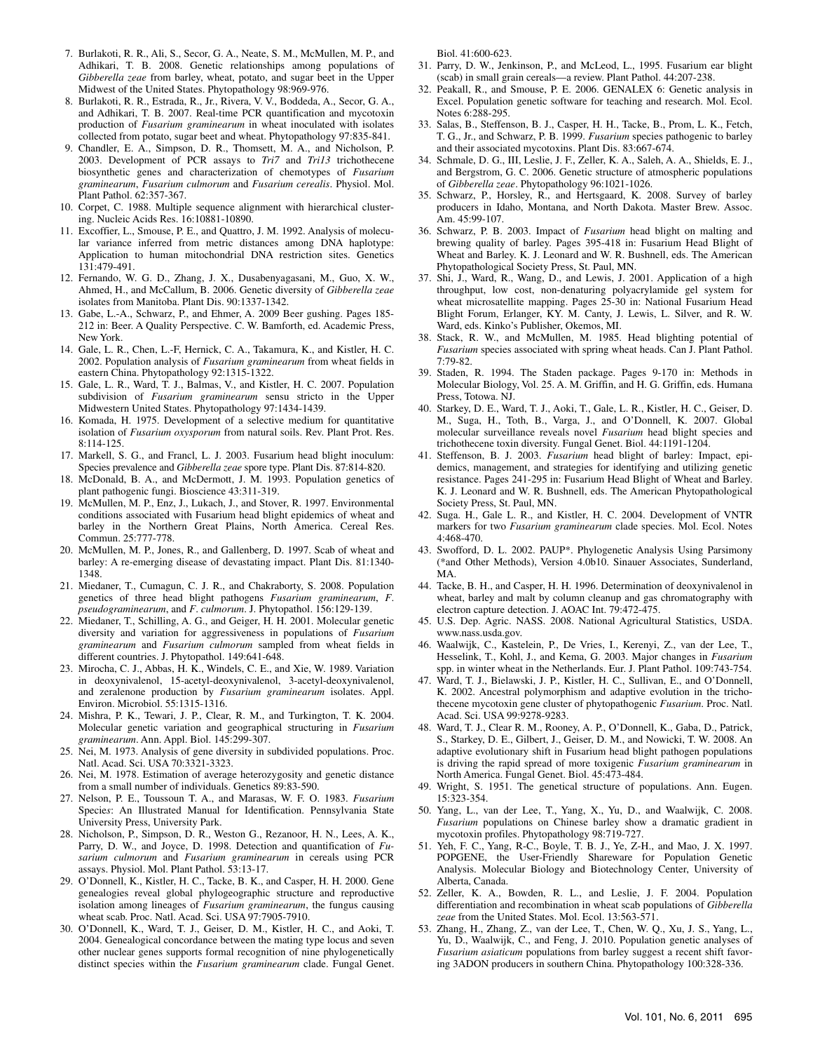7. Burlakoti, R. R., Ali, S., Secor, G. A., Neate, S. M., McMullen, M. P., and Adhikari, T. B. 2008. Genetic relationships among populations of *Gibberella zeae* from barley, wheat, potato, and sugar beet in the Upper Midwest of the United States. Phytopathology 98:969-976.
8. Burlakoti, R. R., Estrada, R., Jr., Rivera, V. V., Boddeda, A., Secor, G. A., and Adhikari, T. B. 2007. Real-time PCR quantification and mycotoxin production of *Fusarium graminearum* in wheat inoculated with isolates collected from potato, sugar beet and wheat. Phytopathology 97:835-841.
9. Chandler, E. A., Simpson, D. R., Thomsett, M. A., and Nicholson, P. 2003. Development of PCR assays to *Tri7* and *Tri13* trichothecene biosynthetic genes and characterization of chemotypes of *Fusarium graminearum*, *Fusarium culmorum* and *Fusarium cerealis*. Physiol. Mol. Plant Pathol. 62:357-367.
10. Corpet, C. 1988. Multiple sequence alignment with hierarchical clustering. Nucleic Acids Res. 16:10881-10890.
11. Excoffier, L., Smouse, P. E., and Quattro, J. M. 1992. Analysis of molecular variance inferred from metric distances among DNA haplotype: Application to human mitochondrial DNA restriction sites. Genetics 131:479-491.
12. Fernando, W. G. D., Zhang, J. X., Dusabenyagasani, M., Guo, X. W., Ahmed, H., and McCallum, B. 2006. Genetic diversity of *Gibberella zeae* isolates from Manitoba. Plant Dis. 90:1337-1342.
13. Gabe, L.-A., Schwarz, P., and Ehmer, A. 2009 Beer gushing. Pages 185-212 in: Beer. A Quality Perspective. C. W. Bamforth, ed. Academic Press, New York.
14. Gale, L. R., Chen, L.-F, Hernick, C. A., Takamura, K., and Kistler, H. C. 2002. Population analysis of *Fusarium graminearum* from wheat fields in eastern China. Phytopathology 92:1315-1322.
15. Gale, L. R., Ward, T. J., Balmas, V., and Kistler, H. C. 2007. Population subdivision of *Fusarium graminearum* sensu stricto in the Upper Midwestern United States. Phytopathology 97:1434-1439.
16. Komada, H. 1975. Development of a selective medium for quantitative isolation of *Fusarium oxysporum* from natural soils. Rev. Plant Prot. Res. 8:114-125.
17. Markell, S. G., and Francl, L. J. 2003. Fusarium head blight inoculum: Species prevalence and *Gibberella zeae* spore type. Plant Dis. 87:814-820.
18. McDonald, B. A., and McDermott, J. M. 1993. Population genetics of plant pathogenic fungi. Bioscience 43:311-319.
19. McMullen, M. P., Enz, J., Lukach, J., and Stover, R. 1997. Environmental conditions associated with Fusarium head blight epidemics of wheat and barley in the Northern Great Plains, North America. Cereal Res. Commun. 25:777-778.
20. McMullen, M. P., Jones, R., and Gallenberg, D. 1997. Scab of wheat and barley: A re-emerging disease of devastating impact. Plant Dis. 81:1340-1348.
21. Miedaner, T., Cumagun, C. J. R., and Chakraborty, S. 2008. Population genetics of three head blight pathogens *Fusarium graminearum*, *F. pseudograminearum*, and *F. culmorum*. J. Phytopathol. 156:129-139.
22. Miedaner, T., Schilling, A. G., and Geiger, H. H. 2001. Molecular genetic diversity and variation for aggressiveness in populations of *Fusarium graminearum* and *Fusarium culmorum* sampled from wheat fields in different countries. J. Phytopathol. 149:641-648.
23. Mirocha, C. J., Abbas, H. K., Windels, C. E., and Xie, W. 1989. Variation in deoxynivalenol, 15-acetyl-deoxynivalenol, 3-acetyl-deoxynivalenol, and zeralenone production by *Fusarium graminearum* isolates. Appl. Environ. Microbiol. 55:1315-1316.
24. Mishra, P. K., Tewari, J. P., Clear, R. M., and Turkington, T. K. 2004. Molecular genetic variation and geographical structuring in *Fusarium graminearum*. Ann. Appl. Biol. 145:299-307.
25. Nei, M. 1973. Analysis of gene diversity in subdivided populations. Proc. Natl. Acad. Sci. USA 70:3321-3323.
26. Nei, M. 1978. Estimation of average heterozygosity and genetic distance from a small number of individuals. Genetics 89:83-590.
27. Nelson, P. E., Toussoun T. A., and Marasas, W. F. O. 1983. *Fusarium Species*: An Illustrated Manual for Identification. Pennsylvania State University Press, University Park.
28. Nicholson, P., Simpson, D. R., Weston G., Rezanoor, H. N., Lees, A. K., Parry, D. W., and Joyce, D. 1998. Detection and quantification of *Fusarium culmorum* and *Fusarium graminearum* in cereals using PCR assays. Physiol. Mol. Plant Pathol. 53:13-17.
29. O'Donnell, K., Kistler, H. C., Tacke, B. K., and Casper, H. H. 2000. Gene genealogies reveal global phylogeographic structure and reproductive isolation among lineages of *Fusarium graminearum*, the fungus causing wheat scab. Proc. Natl. Acad. Sci. USA 97:7905-7910.
30. O'Donnell, K., Ward, T. J., Geiser, D. M., Kistler, H. C., and Aoki, T. 2004. Genealogical concordance between the mating type locus and seven other nuclear genes supports formal recognition of nine phylogenetically distinct species within the *Fusarium graminearum* clade. Fungal Genet. Biol. 41:600-623.
31. Parry, D. W., Jenkinson, P., and McLeod, L., 1995. Fusarium ear blight (scab) in small grain cereals—a review. Plant Pathol. 44:207-238.
32. Peakall, R., and Smouse, P. E. 2006. GENALEX 6: Genetic analysis in Excel. Population genetic software for teaching and research. Mol. Ecol. Notes 6:288-295.
33. Salas, B., Steffenson, B. J., Casper, H. H., Tacke, B., Prom, L. K., Fetch, T. G., Jr., and Schwarz, P. B. 1999. *Fusarium* species pathogenic to barley and their associated mycotoxins. Plant Dis. 83:667-674.
34. Schmale, D. G., III, Leslie, J. F., Zeller, K. A., Saleh, A. A., Shields, E. J., and Bergstrom, G. C. 2006. Genetic structure of atmospheric populations of *Gibberella zeae*. Phytopathology 96:1021-1026.
35. Schwarz, P., Horsley, R., and Hertsgaard, K. 2008. Survey of barley producers in Idaho, Montana, and North Dakota. Master Brew. Assoc. Am. 45:99-107.
36. Schwarz, P. B. 2003. Impact of *Fusarium* head blight on malting and brewing quality of barley. Pages 395-418 in: Fusarium Head Blight of Wheat and Barley. K. J. Leonard and W. R. Bushnell, eds. The American Phytopathological Society Press, St. Paul, MN.
37. Shi, J., Ward, R., Wang, D., and Lewis, J. 2001. Application of a high throughput, low cost, non-denaturing polyacrylamide gel system for wheat microsatellite mapping. Pages 25-30 in: National Fusarium Head Blight Forum, Erlanger, KY. M. Canty, J. Lewis, L. Silver, and R. W. Ward, eds. Kinko's Publisher, Okemos, MI.
38. Stack, R. W., and McMullen, M. 1985. Head blighting potential of *Fusarium* species associated with spring wheat heads. Can J. Plant Pathol. 7:79-82.
39. Staden, R. 1994. The Staden package. Pages 9-170 in: Methods in Molecular Biology, Vol. 25. A. M. Griffin, and H. G. Griffin, eds. Humana Press, Totowa. NJ.
40. Starkey, D. E., Ward, T. J., Aoki, T., Gale, L. R., Kistler, H. C., Geiser, D. M., Suga, H., Toth, B., Varga, J., and O'Donnell, K. 2007. Global molecular surveillance reveals novel *Fusarium* head blight species and trichothecene toxin diversity. Fungal Genet. Biol. 44:1191-1204.
41. Steffenson, B. J. 2003. *Fusarium* head blight of barley: Impact, epidemics, management, and strategies for identifying and utilizing genetic resistance. Pages 241-295 in: Fusarium Head Blight of Wheat and Barley. K. J. Leonard and W. R. Bushnell, eds. The American Phytopathological Society Press, St. Paul, MN.
42. Suga. H., Gale L. R., and Kistler, H. C. 2004. Development of VNTR markers for two *Fusarium graminearum* clade species. Mol. Ecol. Notes 4:468-470.
43. Swofford, D. L. 2002. PAUP*. Phylogenetic Analysis Using Parsimony (*and Other Methods), Version 4.0b10. Sinauer Associates, Sunderland, MA.
44. Tacke, B. H., and Casper, H. H. 1996. Determination of deoxynivalenol in wheat, barley and malt by column cleanup and gas chromatography with electron capture detection. J. AOAC Int. 79:472-475.
45. U.S. Dep. Agric. NASS. 2008. National Agricultural Statistics, USDA. www.nass.usda.gov.
46. Waalwijk, C., Kastelein, P., De Vries, I., Kerenyi, Z., van der Lee, T., Hesselink, T., Kohl, J., and Kema, G. 2003. Major changes in *Fusarium* spp. in winter wheat in the Netherlands. Eur. J. Plant Pathol. 109:743-754.
47. Ward, T. J., Bielawski, J. P., Kistler, H. C., Sullivan, E., and O'Donnell, K. 2002. Ancestral polymorphism and adaptive evolution in the trichothecene mycotoxin gene cluster of phytopathogenic *Fusarium*. Proc. Natl. Acad. Sci. USA 99:9278-9283.
48. Ward, T. J., Clear R. M., Rooney, A. P., O'Donnell, K., Gaba, D., Patrick, S., Starkey, D. E., Gilbert, J., Geiser, D. M., and Nowicki, T. W. 2008. An adaptive evolutionary shift in Fusarium head blight pathogen populations is driving the rapid spread of more toxigenic *Fusarium graminearum* in North America. Fungal Genet. Biol. 45:473-484.
49. Wright, S. 1951. The genetical structure of populations. Ann. Eugen. 15:323-354.
50. Yang, L., van der Lee, T., Yang, X., Yu, D., and Waalwijk, C. 2008. *Fusarium* populations on Chinese barley show a dramatic gradient in mycotoxin profiles. Phytopathology 98:719-727.
51. Yeh, F. C., Yang, R-C., Boyle, T. B. J., Ye, Z-H., and Mao, J. X. 1997. POPGENE, the User-Friendly Shareware for Population Genetic Analysis. Molecular Biology and Biotechnology Center, University of Alberta, Canada.
52. Zeller, K. A., Bowden, R. L., and Leslie, J. F. 2004. Population differentiation and recombination in wheat scab populations of *Gibberella zeae* from the United States. Mol. Ecol. 13:563-571.
53. Zhang, H., Zhang, Z., van der Lee, T., Chen, W. Q., Xu, J. S., Yang, L., Yu, D., Waalwijk, C., and Feng, J. 2010. Population genetic analyses of *Fusarium asiaticum* populations from barley suggest a recent shift favoring 3ADON producers in southern China. Phytopathology 100:328-336.